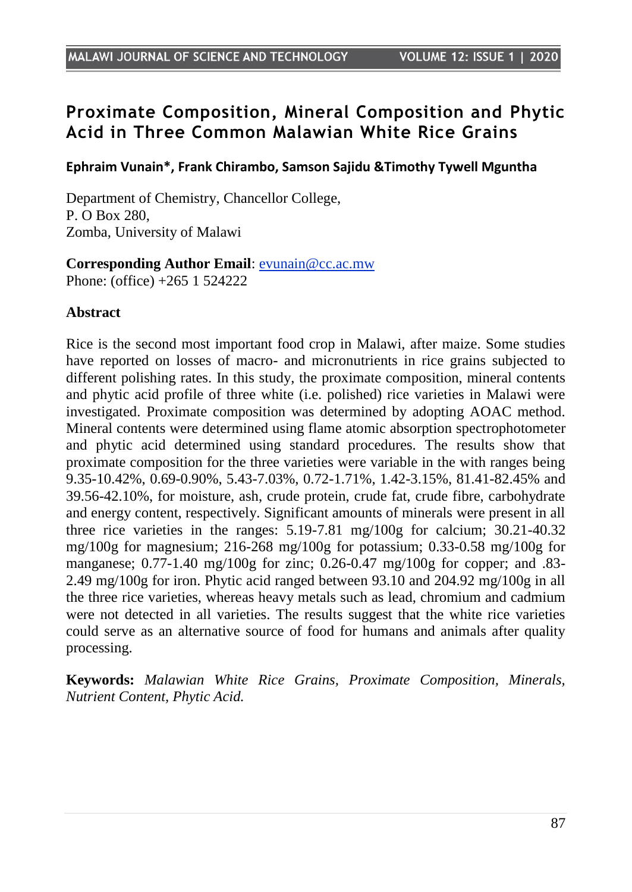# Proximate Composition, Mineral Composition and Phytic Acid in Three Common Malawian White Rice Grains

**Ephraim Vunain\*, Frank Chirambo, Samson Sajidu &Timothy Tywell Mguntha**

Department of Chemistry, Chancellor College,
P. O Box 280,
Zomba, University of Malawi

**Corresponding Author Email**: evunain@cc.ac.mw
Phone: (office) +265 1 524222

## Abstract

Rice is the second most important food crop in Malawi, after maize. Some studies have reported on losses of macro- and micronutrients in rice grains subjected to different polishing rates. In this study, the proximate composition, mineral contents and phytic acid profile of three white (i.e. polished) rice varieties in Malawi were investigated. Proximate composition was determined by adopting AOAC method. Mineral contents were determined using flame atomic absorption spectrophotometer and phytic acid determined using standard procedures. The results show that proximate composition for the three varieties were variable in the with ranges being 9.35-10.42%, 0.69-0.90%, 5.43-7.03%, 0.72-1.71%, 1.42-3.15%, 81.41-82.45% and 39.56-42.10%, for moisture, ash, crude protein, crude fat, crude fibre, carbohydrate and energy content, respectively. Significant amounts of minerals were present in all three rice varieties in the ranges: 5.19-7.81 mg/100g for calcium; 30.21-40.32 mg/100g for magnesium; 216-268 mg/100g for potassium; 0.33-0.58 mg/100g for manganese; 0.77-1.40 mg/100g for zinc; 0.26-0.47 mg/100g for copper; and .83-2.49 mg/100g for iron. Phytic acid ranged between 93.10 and 204.92 mg/100g in all the three rice varieties, whereas heavy metals such as lead, chromium and cadmium were not detected in all varieties. The results suggest that the white rice varieties could serve as an alternative source of food for humans and animals after quality processing.

**Keywords:** *Malawian White Rice Grains, Proximate Composition, Minerals, Nutrient Content, Phytic Acid.*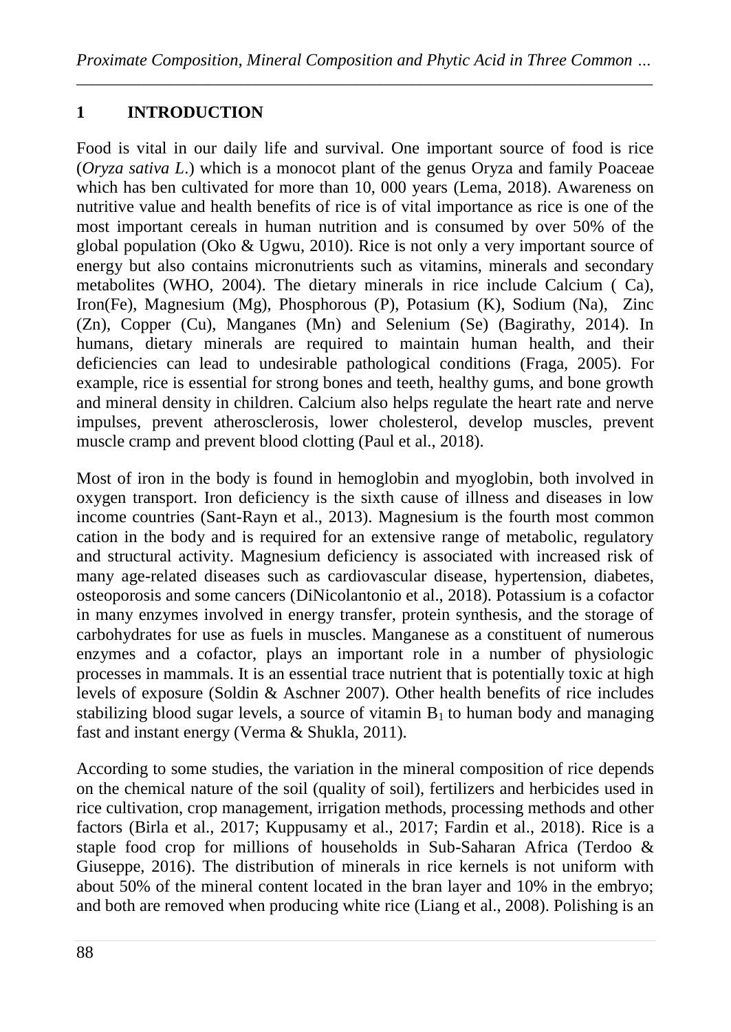## 1 INTRODUCTION

Food is vital in our daily life and survival. One important source of food is rice (*Oryza sativa L*.) which is a monocot plant of the genus Oryza and family Poaceae which has ben cultivated for more than 10, 000 years (Lema, 2018). Awareness on nutritive value and health benefits of rice is of vital importance as rice is one of the most important cereals in human nutrition and is consumed by over 50% of the global population (Oko & Ugwu, 2010). Rice is not only a very important source of energy but also contains micronutrients such as vitamins, minerals and secondary metabolites (WHO, 2004). The dietary minerals in rice include Calcium ( Ca), Iron(Fe), Magnesium (Mg), Phosphorous (P), Potasium (K), Sodium (Na), Zinc (Zn), Copper (Cu), Manganes (Mn) and Selenium (Se) (Bagirathy, 2014). In humans, dietary minerals are required to maintain human health, and their deficiencies can lead to undesirable pathological conditions (Fraga, 2005). For example, rice is essential for strong bones and teeth, healthy gums, and bone growth and mineral density in children. Calcium also helps regulate the heart rate and nerve impulses, prevent atherosclerosis, lower cholesterol, develop muscles, prevent muscle cramp and prevent blood clotting (Paul et al., 2018).

Most of iron in the body is found in hemoglobin and myoglobin, both involved in oxygen transport. Iron deficiency is the sixth cause of illness and diseases in low income countries (Sant-Rayn et al., 2013). Magnesium is the fourth most common cation in the body and is required for an extensive range of metabolic, regulatory and structural activity. Magnesium deficiency is associated with increased risk of many age-related diseases such as cardiovascular disease, hypertension, diabetes, osteoporosis and some cancers (DiNicolantonio et al., 2018). Potassium is a cofactor in many enzymes involved in energy transfer, protein synthesis, and the storage of carbohydrates for use as fuels in muscles. Manganese as a constituent of numerous enzymes and a cofactor, plays an important role in a number of physiologic processes in mammals. It is an essential trace nutrient that is potentially toxic at high levels of exposure (Soldin & Aschner 2007). Other health benefits of rice includes stabilizing blood sugar levels, a source of vitamin $B_1$ to human body and managing fast and instant energy (Verma & Shukla, 2011).

According to some studies, the variation in the mineral composition of rice depends on the chemical nature of the soil (quality of soil), fertilizers and herbicides used in rice cultivation, crop management, irrigation methods, processing methods and other factors (Birla et al., 2017; Kuppusamy et al., 2017; Fardin et al., 2018). Rice is a staple food crop for millions of households in Sub-Saharan Africa (Terdoo & Giuseppe, 2016). The distribution of minerals in rice kernels is not uniform with about 50% of the mineral content located in the bran layer and 10% in the embryo; and both are removed when producing white rice (Liang et al., 2008). Polishing is an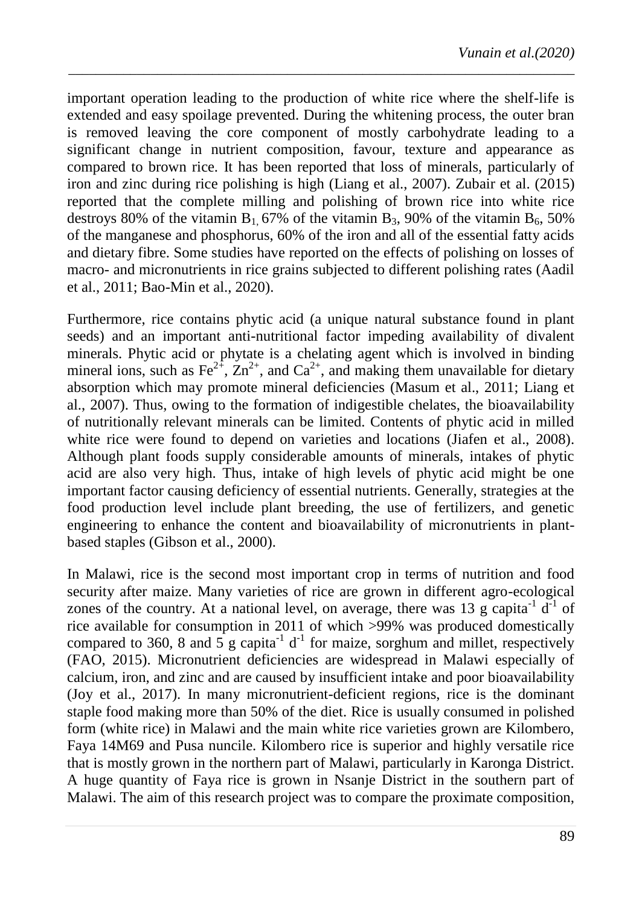important operation leading to the production of white rice where the shelf-life is extended and easy spoilage prevented. During the whitening process, the outer bran is removed leaving the core component of mostly carbohydrate leading to a significant change in nutrient composition, favour, texture and appearance as compared to brown rice. It has been reported that loss of minerals, particularly of iron and zinc during rice polishing is high (Liang et al., 2007). Zubair et al. (2015) reported that the complete milling and polishing of brown rice into white rice destroys 80% of the vitamin $B_1$, 67% of the vitamin $B_3$, 90% of the vitamin $B_6$, 50% of the manganese and phosphorus, 60% of the iron and all of the essential fatty acids and dietary fibre. Some studies have reported on the effects of polishing on losses of macro- and micronutrients in rice grains subjected to different polishing rates (Aadil et al., 2011; Bao-Min et al., 2020).

Furthermore, rice contains phytic acid (a unique natural substance found in plant seeds) and an important anti-nutritional factor impeding availability of divalent minerals. Phytic acid or phytate is a chelating agent which is involved in binding mineral ions, such as $Fe^{2+}$, $Zn^{2+}$, and $Ca^{2+}$, and making them unavailable for dietary absorption which may promote mineral deficiencies (Masum et al., 2011; Liang et al., 2007). Thus, owing to the formation of indigestible chelates, the bioavailability of nutritionally relevant minerals can be limited. Contents of phytic acid in milled white rice were found to depend on varieties and locations (Jiafen et al., 2008). Although plant foods supply considerable amounts of minerals, intakes of phytic acid are also very high. Thus, intake of high levels of phytic acid might be one important factor causing deficiency of essential nutrients. Generally, strategies at the food production level include plant breeding, the use of fertilizers, and genetic engineering to enhance the content and bioavailability of micronutrients in plant-based staples (Gibson et al., 2000).

In Malawi, rice is the second most important crop in terms of nutrition and food security after maize. Many varieties of rice are grown in different agro-ecological zones of the country. At a national level, on average, there was 13 g $capita^{-1}$ $d^{-1}$ of rice available for consumption in 2011 of which >99% was produced domestically compared to 360, 8 and 5 g $capita^{-1}$ $d^{-1}$ for maize, sorghum and millet, respectively (FAO, 2015). Micronutrient deficiencies are widespread in Malawi especially of calcium, iron, and zinc and are caused by insufficient intake and poor bioavailability (Joy et al., 2017). In many micronutrient-deficient regions, rice is the dominant staple food making more than 50% of the diet. Rice is usually consumed in polished form (white rice) in Malawi and the main white rice varieties grown are Kilombero, Faya 14M69 and Pusa nuncile. Kilombero rice is superior and highly versatile rice that is mostly grown in the northern part of Malawi, particularly in Karonga District. A huge quantity of Faya rice is grown in Nsanje District in the southern part of Malawi. The aim of this research project was to compare the proximate composition,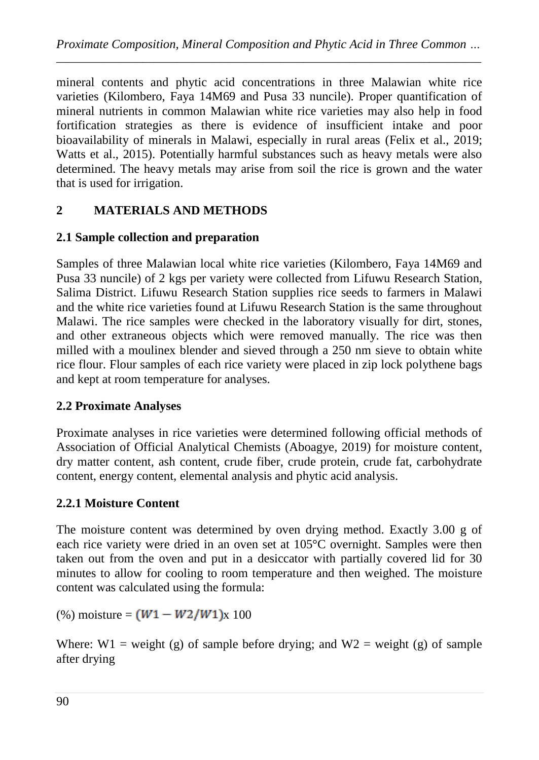mineral contents and phytic acid concentrations in three Malawian white rice varieties (Kilombero, Faya 14M69 and Pusa 33 nuncile). Proper quantification of mineral nutrients in common Malawian white rice varieties may also help in food fortification strategies as there is evidence of insufficient intake and poor bioavailability of minerals in Malawi, especially in rural areas (Felix et al., 2019; Watts et al., 2015). Potentially harmful substances such as heavy metals were also determined. The heavy metals may arise from soil the rice is grown and the water that is used for irrigation.

## 2 MATERIALS AND METHODS

### 2.1 Sample collection and preparation

Samples of three Malawian local white rice varieties (Kilombero, Faya 14M69 and Pusa 33 nuncile) of 2 kgs per variety were collected from Lifuwu Research Station, Salima District. Lifuwu Research Station supplies rice seeds to farmers in Malawi and the white rice varieties found at Lifuwu Research Station is the same throughout Malawi. The rice samples were checked in the laboratory visually for dirt, stones, and other extraneous objects which were removed manually. The rice was then milled with a moulinex blender and sieved through a 250 nm sieve to obtain white rice flour. Flour samples of each rice variety were placed in zip lock polythene bags and kept at room temperature for analyses.

### 2.2 Proximate Analyses

Proximate analyses in rice varieties were determined following official methods of Association of Official Analytical Chemists (Aboagye, 2019) for moisture content, dry matter content, ash content, crude fiber, crude protein, crude fat, carbohydrate content, energy content, elemental analysis and phytic acid analysis.

#### 2.2.1 Moisture Content

The moisture content was determined by oven drying method. Exactly 3.00 g of each rice variety were dried in an oven set at 105°C overnight. Samples were then taken out from the oven and put in a desiccator with partially covered lid for 30 minutes to allow for cooling to room temperature and then weighed. The moisture content was calculated using the formula:

(%) moisture = $(W1 - W2/W1)$x 100

Where: W1 = weight (g) of sample before drying; and W2 = weight (g) of sample after drying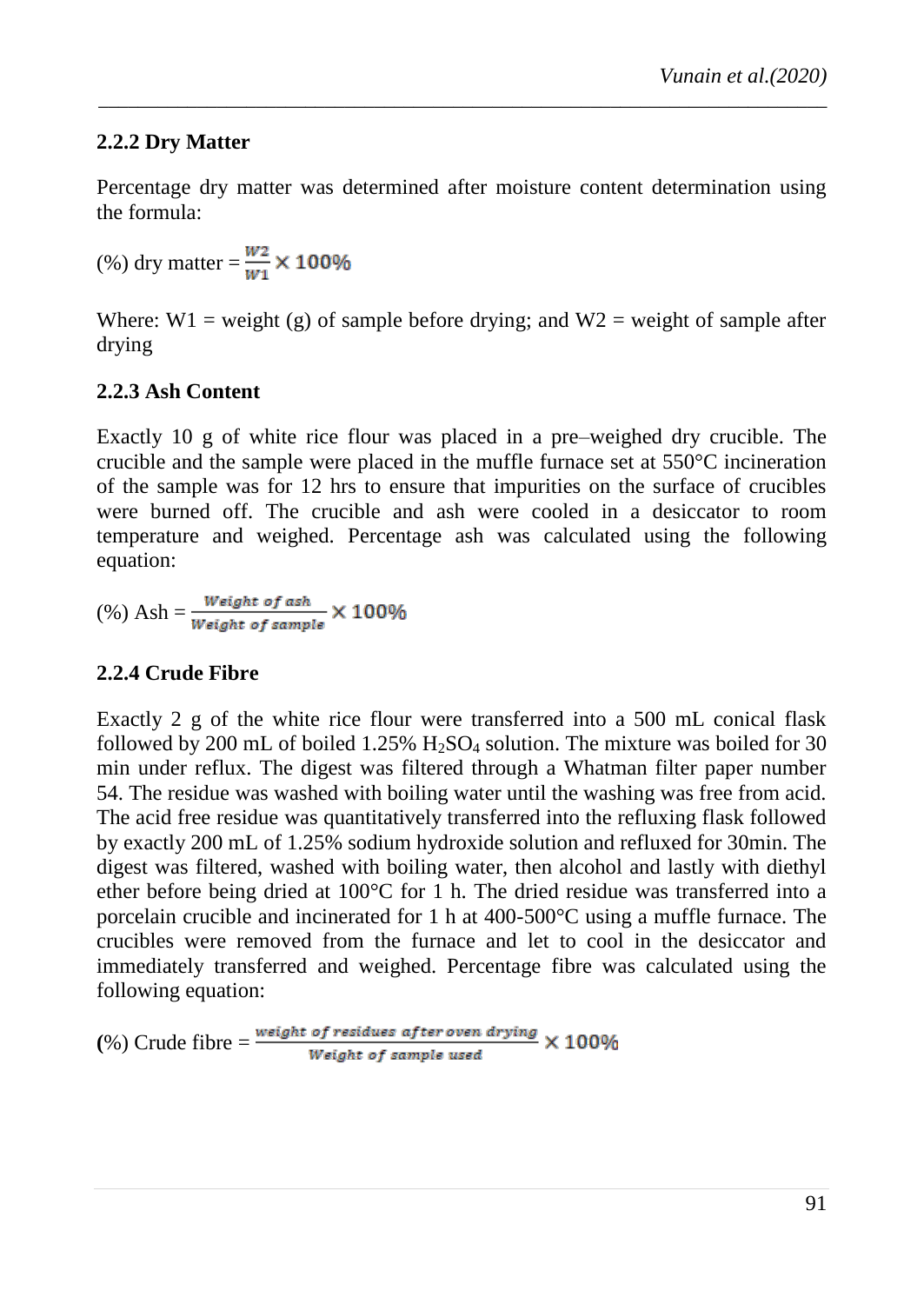### 2.2.2 Dry Matter

Percentage dry matter was determined after moisture content determination using the formula:

$$(\%) \text{ dry matter} = \frac{W2}{W1} \times 100\%$$

Where: W1 = weight (g) of sample before drying; and W2 = weight of sample after drying

### 2.2.3 Ash Content

Exactly 10 g of white rice flour was placed in a pre–weighed dry crucible. The crucible and the sample were placed in the muffle furnace set at 550°C incineration of the sample was for 12 hrs to ensure that impurities on the surface of crucibles were burned off. The crucible and ash were cooled in a desiccator to room temperature and weighed. Percentage ash was calculated using the following equation:

$$(\%) \text{ Ash} = \frac{\text{Weight of ash}}{\text{Weight of sample}} \times 100\%$$

### 2.2.4 Crude Fibre

Exactly 2 g of the white rice flour were transferred into a 500 mL conical flask followed by 200 mL of boiled 1.25% $H_2SO_4$ solution. The mixture was boiled for 30 min under reflux. The digest was filtered through a Whatman filter paper number 54. The residue was washed with boiling water until the washing was free from acid. The acid free residue was quantitatively transferred into the refluxing flask followed by exactly 200 mL of 1.25% sodium hydroxide solution and refluxed for 30min. The digest was filtered, washed with boiling water, then alcohol and lastly with diethyl ether before being dried at 100°C for 1 h. The dried residue was transferred into a porcelain crucible and incinerated for 1 h at 400-500°C using a muffle furnace. The crucibles were removed from the furnace and let to cool in the desiccator and immediately transferred and weighed. Percentage fibre was calculated using the following equation:

$$(\%) \text{ Crude fibre} = \frac{\text{weight of residues after oven drying}}{\text{Weight of sample used}} \times 100\%$$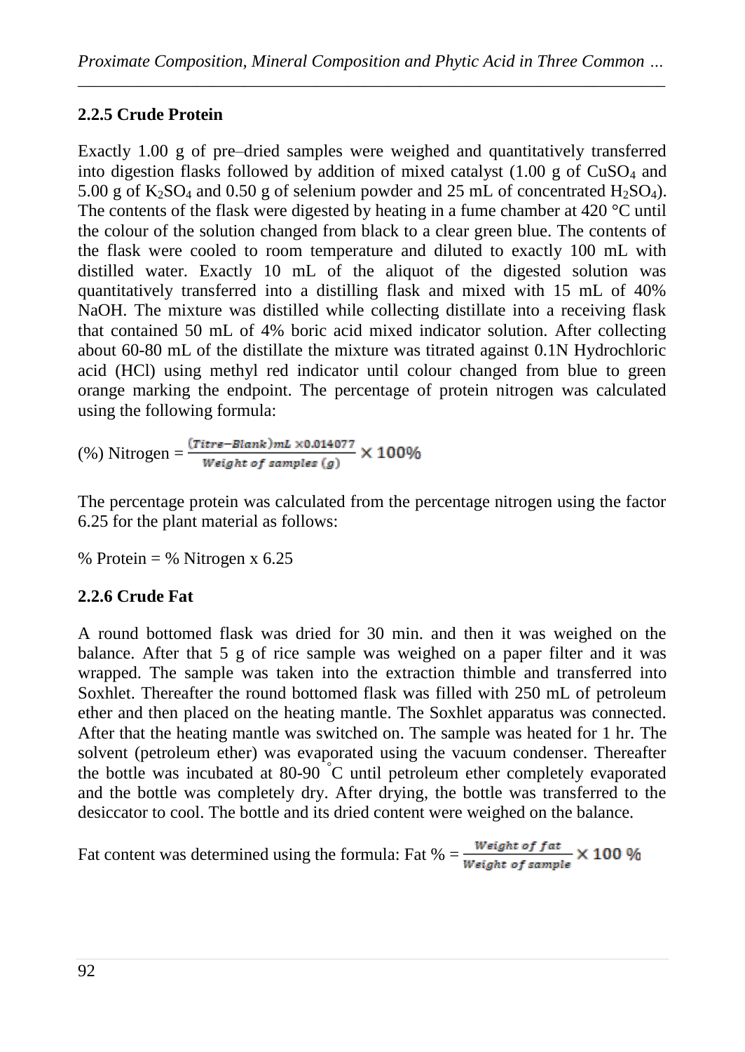### 2.2.5 Crude Protein

Exactly 1.00 g of pre–dried samples were weighed and quantitatively transferred into digestion flasks followed by addition of mixed catalyst (1.00 g of $CuSO_4$ and 5.00 g of $K_2SO_4$ and 0.50 g of selenium powder and 25 mL of concentrated $H_2SO_4$). The contents of the flask were digested by heating in a fume chamber at 420 °C until the colour of the solution changed from black to a clear green blue. The contents of the flask were cooled to room temperature and diluted to exactly 100 mL with distilled water. Exactly 10 mL of the aliquot of the digested solution was quantitatively transferred into a distilling flask and mixed with 15 mL of 40% NaOH. The mixture was distilled while collecting distillate into a receiving flask that contained 50 mL of 4% boric acid mixed indicator solution. After collecting about 60-80 mL of the distillate the mixture was titrated against 0.1N Hydrochloric acid (HCl) using methyl red indicator until colour changed from blue to green orange marking the endpoint. The percentage of protein nitrogen was calculated using the following formula:

$$(\%)\ \text{Nitrogen} = \frac{(Titre - Blank)\,mL \times 0.014077}{Weight\ of\ samples\ (g)} \times 100\%$$

The percentage protein was calculated from the percentage nitrogen using the factor 6.25 for the plant material as follows:

% Protein = % Nitrogen x 6.25

### 2.2.6 Crude Fat

A round bottomed flask was dried for 30 min. and then it was weighed on the balance. After that 5 g of rice sample was weighed on a paper filter and it was wrapped. The sample was taken into the extraction thimble and transferred into Soxhlet. Thereafter the round bottomed flask was filled with 250 mL of petroleum ether and then placed on the heating mantle. The Soxhlet apparatus was connected. After that the heating mantle was switched on. The sample was heated for 1 hr. The solvent (petroleum ether) was evaporated using the vacuum condenser. Thereafter the bottle was incubated at 80-90 °C until petroleum ether completely evaporated and the bottle was completely dry. After drying, the bottle was transferred to the desiccator to cool. The bottle and its dried content were weighed on the balance.

Fat content was determined using the formula: $\text{Fat}\ \% = \frac{Weight\ of\ fat}{Weight\ of\ sample} \times 100\ \%$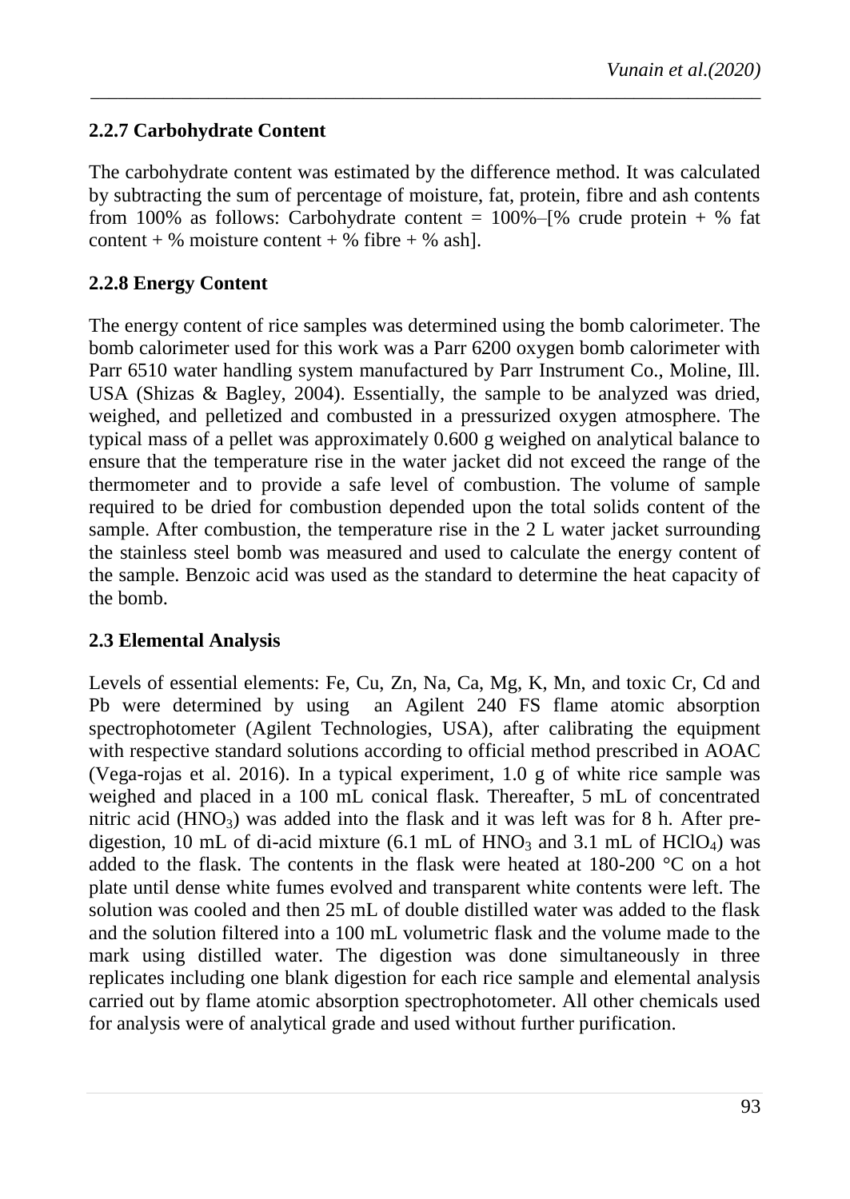### 2.2.7 Carbohydrate Content

The carbohydrate content was estimated by the difference method. It was calculated by subtracting the sum of percentage of moisture, fat, protein, fibre and ash contents from 100% as follows: Carbohydrate content = 100%–[% crude protein + % fat content + % moisture content + % fibre + % ash].

### 2.2.8 Energy Content

The energy content of rice samples was determined using the bomb calorimeter. The bomb calorimeter used for this work was a Parr 6200 oxygen bomb calorimeter with Parr 6510 water handling system manufactured by Parr Instrument Co., Moline, Ill. USA (Shizas & Bagley, 2004). Essentially, the sample to be analyzed was dried, weighed, and pelletized and combusted in a pressurized oxygen atmosphere. The typical mass of a pellet was approximately 0.600 g weighed on analytical balance to ensure that the temperature rise in the water jacket did not exceed the range of the thermometer and to provide a safe level of combustion. The volume of sample required to be dried for combustion depended upon the total solids content of the sample. After combustion, the temperature rise in the 2 L water jacket surrounding the stainless steel bomb was measured and used to calculate the energy content of the sample. Benzoic acid was used as the standard to determine the heat capacity of the bomb.

### 2.3 Elemental Analysis

Levels of essential elements: Fe, Cu, Zn, Na, Ca, Mg, K, Mn, and toxic Cr, Cd and Pb were determined by using an Agilent 240 FS flame atomic absorption spectrophotometer (Agilent Technologies, USA), after calibrating the equipment with respective standard solutions according to official method prescribed in AOAC (Vega-rojas et al. 2016). In a typical experiment, 1.0 g of white rice sample was weighed and placed in a 100 mL conical flask. Thereafter, 5 mL of concentrated nitric acid ($HNO_3$) was added into the flask and it was left was for 8 h. After pre-digestion, 10 mL of di-acid mixture (6.1 mL of $HNO_3$ and 3.1 mL of $HClO_4$) was added to the flask. The contents in the flask were heated at 180-200 °C on a hot plate until dense white fumes evolved and transparent white contents were left. The solution was cooled and then 25 mL of double distilled water was added to the flask and the solution filtered into a 100 mL volumetric flask and the volume made to the mark using distilled water. The digestion was done simultaneously in three replicates including one blank digestion for each rice sample and elemental analysis carried out by flame atomic absorption spectrophotometer. All other chemicals used for analysis were of analytical grade and used without further purification.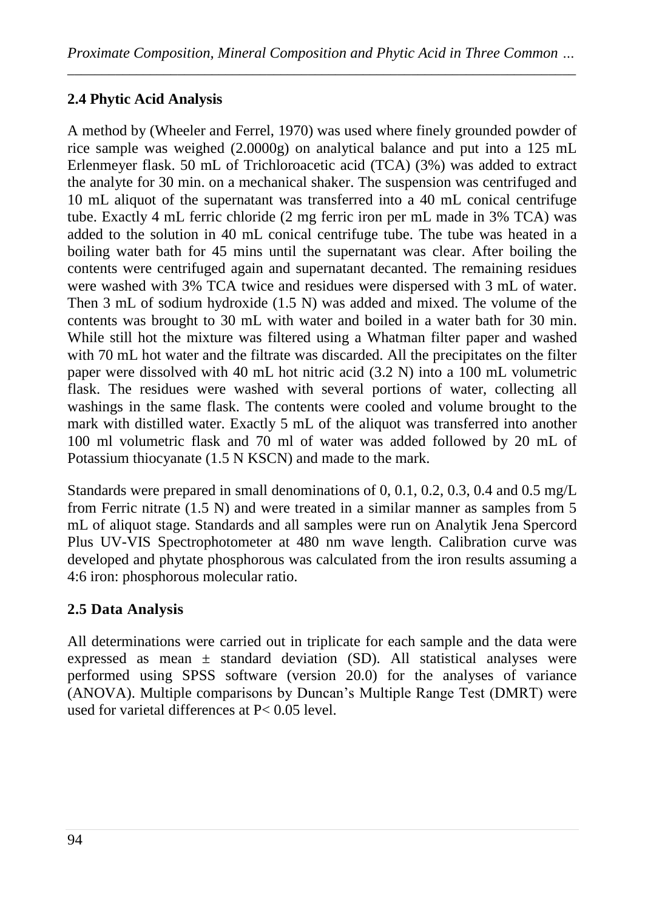## 2.4 Phytic Acid Analysis

A method by (Wheeler and Ferrel, 1970) was used where finely grounded powder of rice sample was weighed (2.0000g) on analytical balance and put into a 125 mL Erlenmeyer flask. 50 mL of Trichloroacetic acid (TCA) (3%) was added to extract the analyte for 30 min. on a mechanical shaker. The suspension was centrifuged and 10 mL aliquot of the supernatant was transferred into a 40 mL conical centrifuge tube. Exactly 4 mL ferric chloride (2 mg ferric iron per mL made in 3% TCA) was added to the solution in 40 mL conical centrifuge tube. The tube was heated in a boiling water bath for 45 mins until the supernatant was clear. After boiling the contents were centrifuged again and supernatant decanted. The remaining residues were washed with 3% TCA twice and residues were dispersed with 3 mL of water. Then 3 mL of sodium hydroxide (1.5 N) was added and mixed. The volume of the contents was brought to 30 mL with water and boiled in a water bath for 30 min. While still hot the mixture was filtered using a Whatman filter paper and washed with 70 mL hot water and the filtrate was discarded. All the precipitates on the filter paper were dissolved with 40 mL hot nitric acid (3.2 N) into a 100 mL volumetric flask. The residues were washed with several portions of water, collecting all washings in the same flask. The contents were cooled and volume brought to the mark with distilled water. Exactly 5 mL of the aliquot was transferred into another 100 ml volumetric flask and 70 ml of water was added followed by 20 mL of Potassium thiocyanate (1.5 N KSCN) and made to the mark.

Standards were prepared in small denominations of 0, 0.1, 0.2, 0.3, 0.4 and 0.5 mg/L from Ferric nitrate (1.5 N) and were treated in a similar manner as samples from 5 mL of aliquot stage. Standards and all samples were run on Analytik Jena Spercord Plus UV-VIS Spectrophotometer at 480 nm wave length. Calibration curve was developed and phytate phosphorous was calculated from the iron results assuming a 4:6 iron: phosphorous molecular ratio.

## 2.5 Data Analysis

All determinations were carried out in triplicate for each sample and the data were expressed as mean ± standard deviation (SD). All statistical analyses were performed using SPSS software (version 20.0) for the analyses of variance (ANOVA). Multiple comparisons by Duncan's Multiple Range Test (DMRT) were used for varietal differences at $P < 0.05$ level.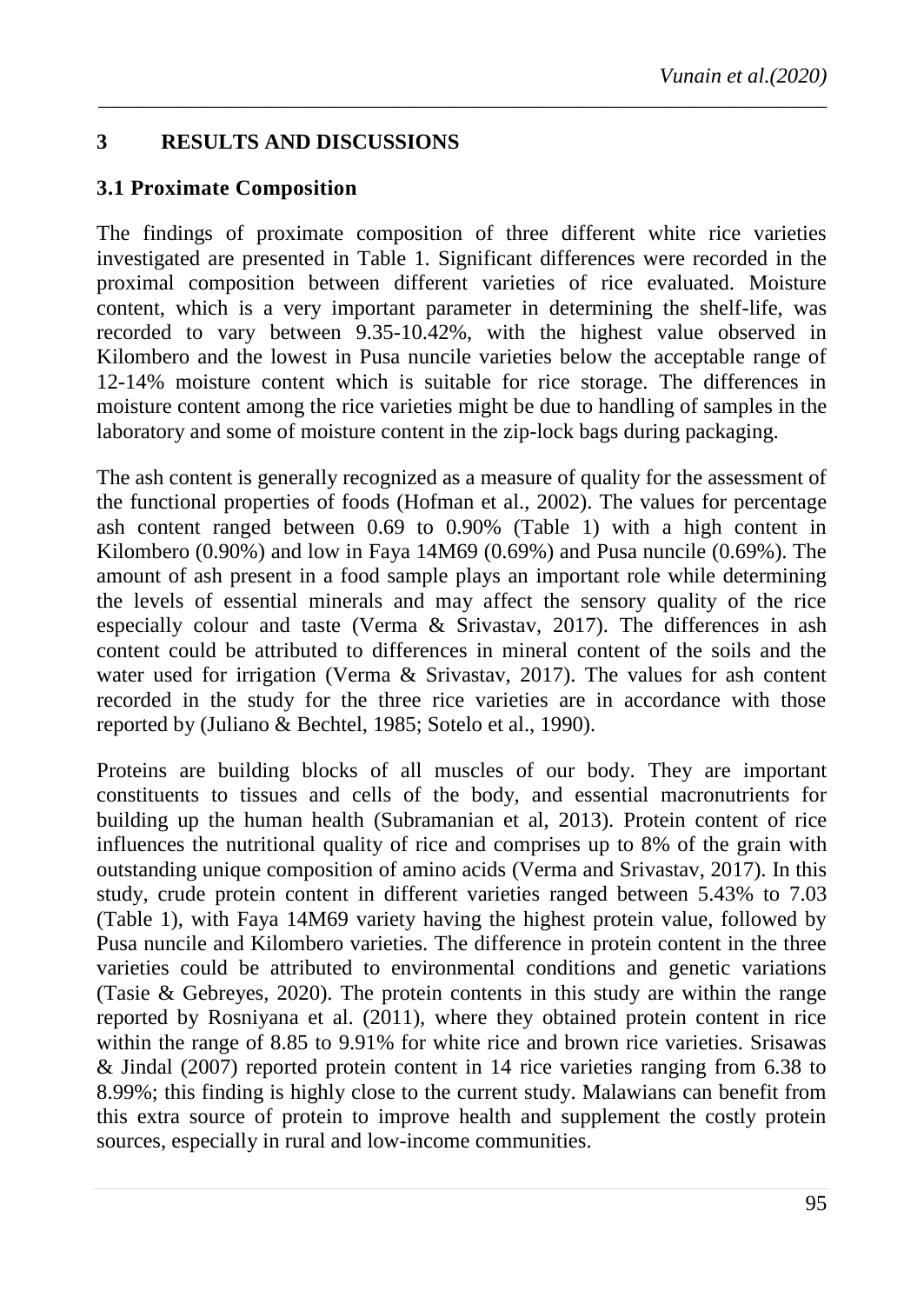## 3 RESULTS AND DISCUSSIONS

### 3.1 Proximate Composition

The findings of proximate composition of three different white rice varieties investigated are presented in Table 1. Significant differences were recorded in the proximal composition between different varieties of rice evaluated. Moisture content, which is a very important parameter in determining the shelf-life, was recorded to vary between 9.35-10.42%, with the highest value observed in Kilombero and the lowest in Pusa nuncile varieties below the acceptable range of 12-14% moisture content which is suitable for rice storage. The differences in moisture content among the rice varieties might be due to handling of samples in the laboratory and some of moisture content in the zip-lock bags during packaging.

The ash content is generally recognized as a measure of quality for the assessment of the functional properties of foods (Hofman et al., 2002). The values for percentage ash content ranged between 0.69 to 0.90% (Table 1) with a high content in Kilombero (0.90%) and low in Faya 14M69 (0.69%) and Pusa nuncile (0.69%). The amount of ash present in a food sample plays an important role while determining the levels of essential minerals and may affect the sensory quality of the rice especially colour and taste (Verma & Srivastav, 2017). The differences in ash content could be attributed to differences in mineral content of the soils and the water used for irrigation (Verma & Srivastav, 2017). The values for ash content recorded in the study for the three rice varieties are in accordance with those reported by (Juliano & Bechtel, 1985; Sotelo et al., 1990).

Proteins are building blocks of all muscles of our body. They are important constituents to tissues and cells of the body, and essential macronutrients for building up the human health (Subramanian et al, 2013). Protein content of rice influences the nutritional quality of rice and comprises up to 8% of the grain with outstanding unique composition of amino acids (Verma and Srivastav, 2017). In this study, crude protein content in different varieties ranged between 5.43% to 7.03 (Table 1), with Faya 14M69 variety having the highest protein value, followed by Pusa nuncile and Kilombero varieties. The difference in protein content in the three varieties could be attributed to environmental conditions and genetic variations (Tasie & Gebreyes, 2020). The protein contents in this study are within the range reported by Rosniyana et al. (2011), where they obtained protein content in rice within the range of 8.85 to 9.91% for white rice and brown rice varieties. Srisawas & Jindal (2007) reported protein content in 14 rice varieties ranging from 6.38 to 8.99%; this finding is highly close to the current study. Malawians can benefit from this extra source of protein to improve health and supplement the costly protein sources, especially in rural and low-income communities.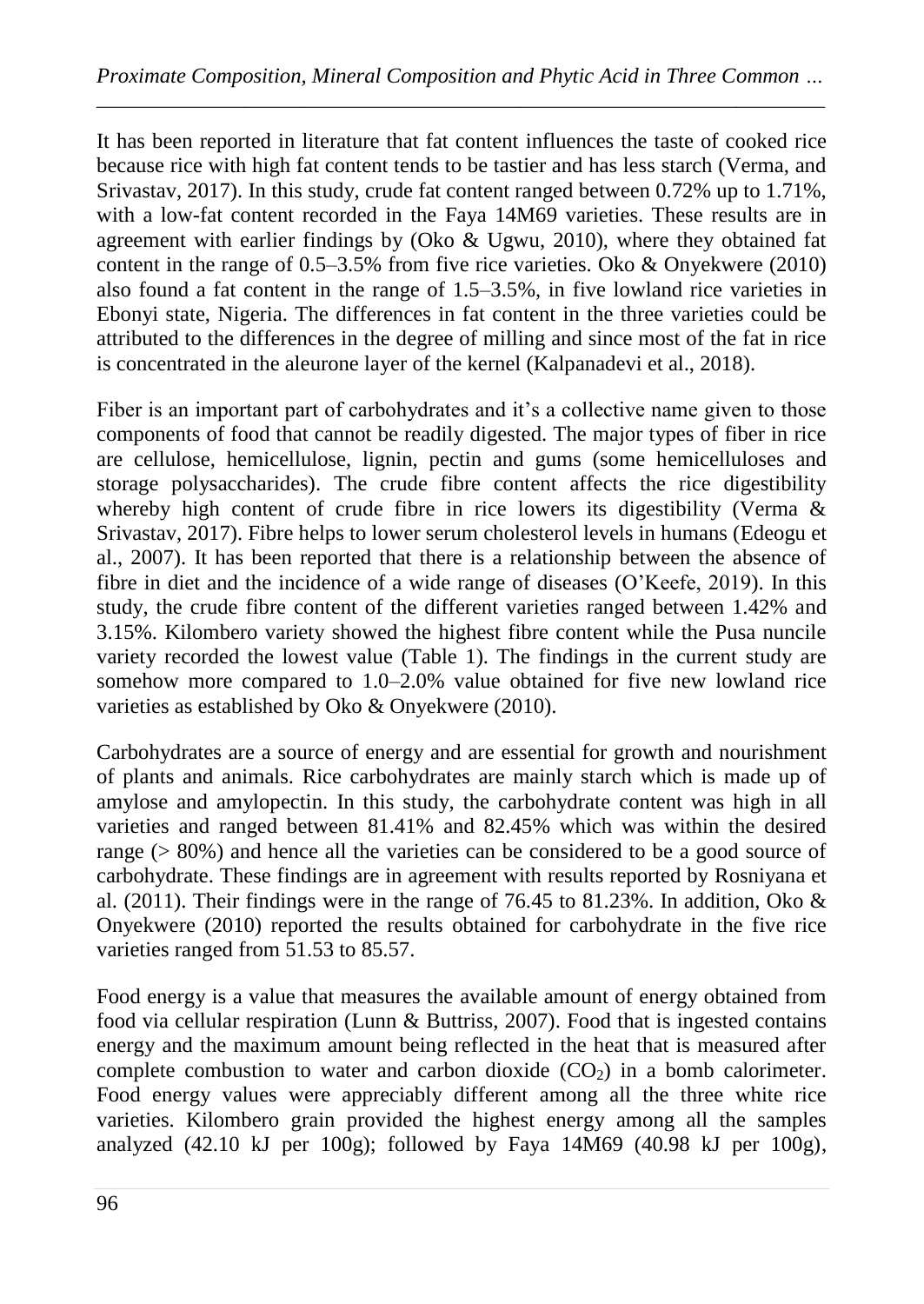It has been reported in literature that fat content influences the taste of cooked rice because rice with high fat content tends to be tastier and has less starch (Verma, and Srivastav, 2017). In this study, crude fat content ranged between 0.72% up to 1.71%, with a low-fat content recorded in the Faya 14M69 varieties. These results are in agreement with earlier findings by (Oko & Ugwu, 2010), where they obtained fat content in the range of 0.5–3.5% from five rice varieties. Oko & Onyekwere (2010) also found a fat content in the range of 1.5–3.5%, in five lowland rice varieties in Ebonyi state, Nigeria. The differences in fat content in the three varieties could be attributed to the differences in the degree of milling and since most of the fat in rice is concentrated in the aleurone layer of the kernel (Kalpanadevi et al., 2018).

Fiber is an important part of carbohydrates and it's a collective name given to those components of food that cannot be readily digested. The major types of fiber in rice are cellulose, hemicellulose, lignin, pectin and gums (some hemicelluloses and storage polysaccharides). The crude fibre content affects the rice digestibility whereby high content of crude fibre in rice lowers its digestibility (Verma & Srivastav, 2017). Fibre helps to lower serum cholesterol levels in humans (Edeogu et al., 2007). It has been reported that there is a relationship between the absence of fibre in diet and the incidence of a wide range of diseases (O'Keefe, 2019). In this study, the crude fibre content of the different varieties ranged between 1.42% and 3.15%. Kilombero variety showed the highest fibre content while the Pusa nuncile variety recorded the lowest value (Table 1). The findings in the current study are somehow more compared to 1.0–2.0% value obtained for five new lowland rice varieties as established by Oko & Onyekwere (2010).

Carbohydrates are a source of energy and are essential for growth and nourishment of plants and animals. Rice carbohydrates are mainly starch which is made up of amylose and amylopectin. In this study, the carbohydrate content was high in all varieties and ranged between 81.41% and 82.45% which was within the desired range (> 80%) and hence all the varieties can be considered to be a good source of carbohydrate. These findings are in agreement with results reported by Rosniyana et al. (2011). Their findings were in the range of 76.45 to 81.23%. In addition, Oko & Onyekwere (2010) reported the results obtained for carbohydrate in the five rice varieties ranged from 51.53 to 85.57.

Food energy is a value that measures the available amount of energy obtained from food via cellular respiration (Lunn & Buttriss, 2007). Food that is ingested contains energy and the maximum amount being reflected in the heat that is measured after complete combustion to water and carbon dioxide ($CO_2$) in a bomb calorimeter. Food energy values were appreciably different among all the three white rice varieties. Kilombero grain provided the highest energy among all the samples analyzed (42.10 kJ per 100g); followed by Faya 14M69 (40.98 kJ per 100g),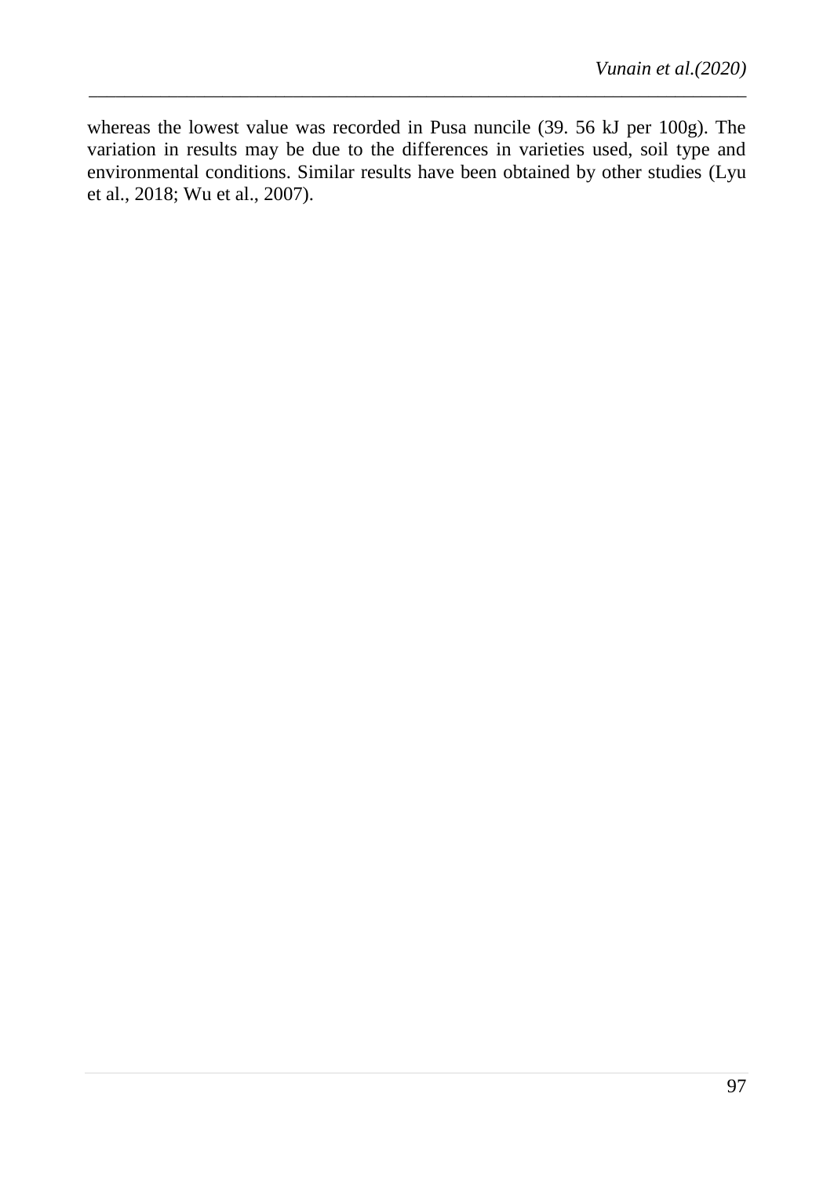whereas the lowest value was recorded in Pusa nuncile (39. 56 kJ per 100g). The variation in results may be due to the differences in varieties used, soil type and environmental conditions. Similar results have been obtained by other studies (Lyu et al., 2018; Wu et al., 2007).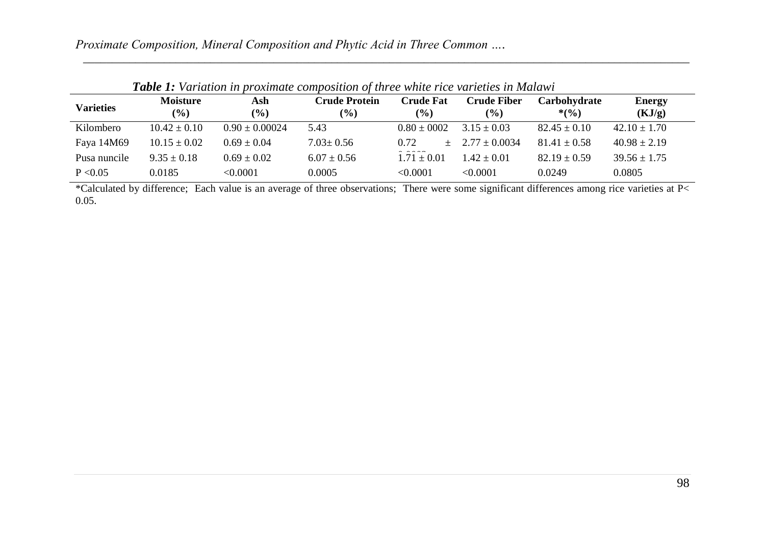***Table 1:*** *Variation in proximate composition of three white rice varieties in Malawi*

| Varieties | Moisture (%) | Ash (%) | Crude Protein (%) | Crude Fat (%) | Crude Fiber (%) | Carbohydrate *(%) | Energy (KJ/g) |
|---|---|---|---|---|---|---|---|
| Kilombero | 10.42 ± 0.10 | 0.90 ± 0.00024 | 5.43 | 0.80 ± 0002 | 3.15 ± 0.03 | 82.45 ± 0.10 | 42.10 ± 1.70 |
| Faya 14M69 | 10.15 ± 0.02 | 0.69 ± 0.04 | 7.03± 0.56 | 0.72 ± 0.0002 | 2.77 ± 0.0034 | 81.41 ± 0.58 | 40.98 ± 2.19 |
| Pusa nuncile | 9.35 ± 0.18 | 0.69 ± 0.02 | 6.07 ± 0.56 | 1.71 ± 0.01 | 1.42 ± 0.01 | 82.19 ± 0.59 | 39.56 ± 1.75 |
| P <0.05 | 0.0185 | <0.0001 | 0.0005 | <0.0001 | <0.0001 | 0.0249 | 0.0805 |

*Calculated by difference; Each value is an average of three observations; There were some significant differences among rice varieties at P< 0.05.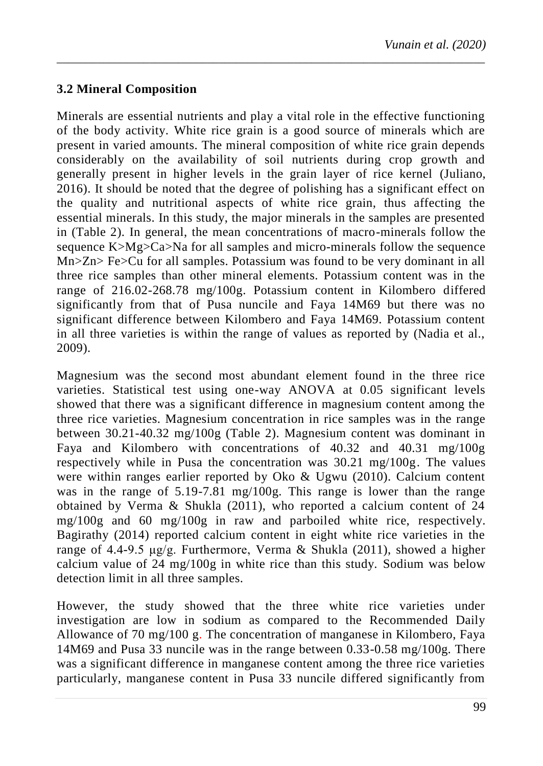### 3.2 Mineral Composition

Minerals are essential nutrients and play a vital role in the effective functioning of the body activity. White rice grain is a good source of minerals which are present in varied amounts. The mineral composition of white rice grain depends considerably on the availability of soil nutrients during crop growth and generally present in higher levels in the grain layer of rice kernel (Juliano, 2016). It should be noted that the degree of polishing has a significant effect on the quality and nutritional aspects of white rice grain, thus affecting the essential minerals. In this study, the major minerals in the samples are presented in (Table 2). In general, the mean concentrations of macro-minerals follow the sequence K>Mg>Ca>Na for all samples and micro-minerals follow the sequence Mn>Zn> Fe>Cu for all samples. Potassium was found to be very dominant in all three rice samples than other mineral elements. Potassium content was in the range of 216.02-268.78 mg/100g. Potassium content in Kilombero differed significantly from that of Pusa nuncile and Faya 14M69 but there was no significant difference between Kilombero and Faya 14M69. Potassium content in all three varieties is within the range of values as reported by (Nadia et al., 2009).

Magnesium was the second most abundant element found in the three rice varieties. Statistical test using one-way ANOVA at 0.05 significant levels showed that there was a significant difference in magnesium content among the three rice varieties. Magnesium concentration in rice samples was in the range between 30.21-40.32 mg/100g (Table 2). Magnesium content was dominant in Faya and Kilombero with concentrations of 40.32 and 40.31 mg/100g respectively while in Pusa the concentration was 30.21 mg/100g. The values were within ranges earlier reported by Oko & Ugwu (2010). Calcium content was in the range of 5.19-7.81 mg/100g. This range is lower than the range obtained by Verma & Shukla (2011), who reported a calcium content of 24 mg/100g and 60 mg/100g in raw and parboiled white rice, respectively. Bagirathy (2014) reported calcium content in eight white rice varieties in the range of 4.4-9.5 μg/g. Furthermore, Verma & Shukla (2011), showed a higher calcium value of 24 mg/100g in white rice than this study. Sodium was below detection limit in all three samples.

However, the study showed that the three white rice varieties under investigation are low in sodium as compared to the Recommended Daily Allowance of 70 mg/100 g. The concentration of manganese in Kilombero, Faya 14M69 and Pusa 33 nuncile was in the range between 0.33-0.58 mg/100g. There was a significant difference in manganese content among the three rice varieties particularly, manganese content in Pusa 33 nuncile differed significantly from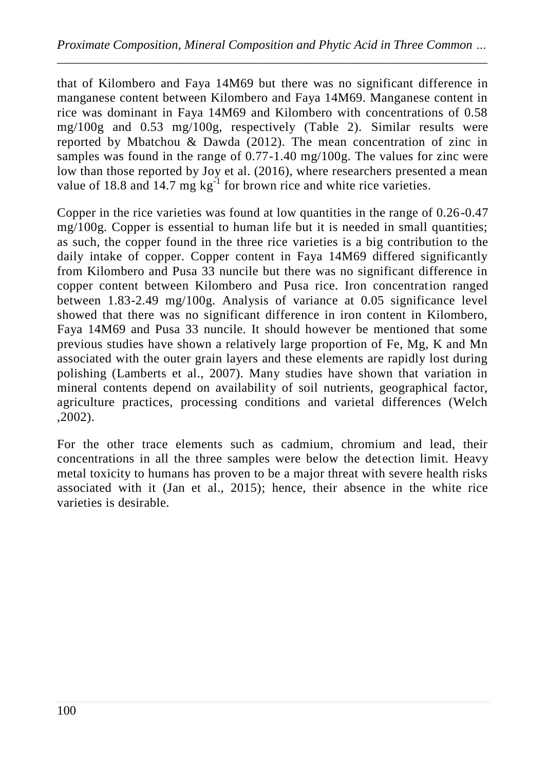that of Kilombero and Faya 14M69 but there was no significant difference in manganese content between Kilombero and Faya 14M69. Manganese content in rice was dominant in Faya 14M69 and Kilombero with concentrations of 0.58 mg/100g and 0.53 mg/100g, respectively (Table 2). Similar results were reported by Mbatchou & Dawda (2012). The mean concentration of zinc in samples was found in the range of 0.77-1.40 mg/100g. The values for zinc were low than those reported by Joy et al. (2016), where researchers presented a mean value of 18.8 and 14.7 mg $kg^{-1}$ for brown rice and white rice varieties.

Copper in the rice varieties was found at low quantities in the range of 0.26-0.47 mg/100g. Copper is essential to human life but it is needed in small quantities; as such, the copper found in the three rice varieties is a big contribution to the daily intake of copper. Copper content in Faya 14M69 differed significantly from Kilombero and Pusa 33 nuncile but there was no significant difference in copper content between Kilombero and Pusa rice. Iron concentration ranged between 1.83-2.49 mg/100g. Analysis of variance at 0.05 significance level showed that there was no significant difference in iron content in Kilombero, Faya 14M69 and Pusa 33 nuncile. It should however be mentioned that some previous studies have shown a relatively large proportion of Fe, Mg, K and Mn associated with the outer grain layers and these elements are rapidly lost during polishing (Lamberts et al., 2007). Many studies have shown that variation in mineral contents depend on availability of soil nutrients, geographical factor, agriculture practices, processing conditions and varietal differences (Welch ,2002).

For the other trace elements such as cadmium, chromium and lead, their concentrations in all the three samples were below the detection limit. Heavy metal toxicity to humans has proven to be a major threat with severe health risks associated with it (Jan et al., 2015); hence, their absence in the white rice varieties is desirable.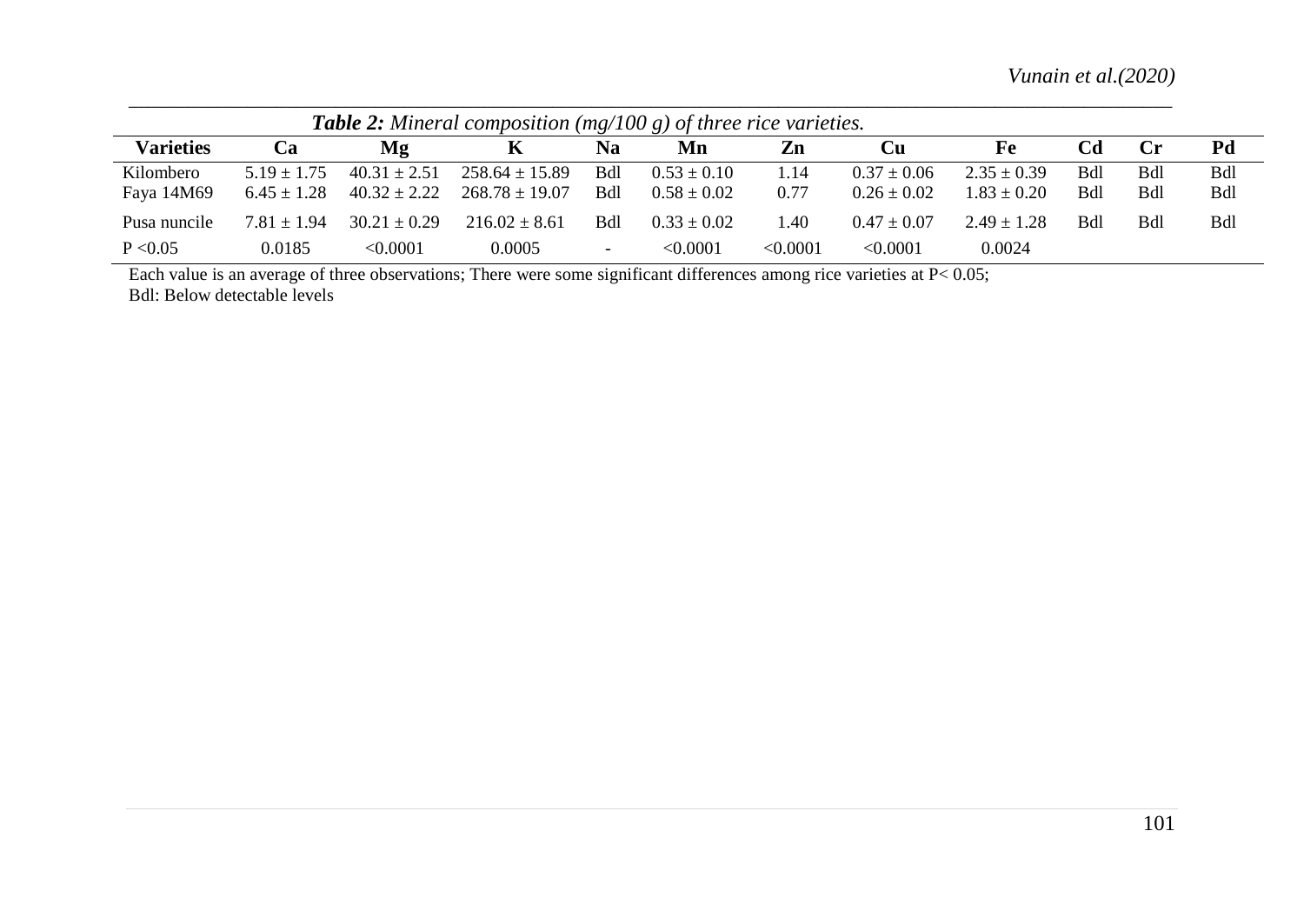***Table 2:*** *Mineral composition (mg/100 g) of three rice varieties.*

| Varieties | Ca | Mg | K | Na | Mn | Zn | Cu | Fe | Cd | Cr | Pd |
|---|---|---|---|---|---|---|---|---|---|---|---|
| Kilombero | 5.19 ± 1.75 | 40.31 ± 2.51 | 258.64 ± 15.89 | Bdl | 0.53 ± 0.10 | 1.14 | 0.37 ± 0.06 | 2.35 ± 0.39 | Bdl | Bdl | Bdl |
| Faya 14M69 | 6.45 ± 1.28 | 40.32 ± 2.22 | 268.78 ± 19.07 | Bdl | 0.58 ± 0.02 | 0.77 | 0.26 ± 0.02 | 1.83 ± 0.20 | Bdl | Bdl | Bdl |
| Pusa nuncile | 7.81 ± 1.94 | 30.21 ± 0.29 | 216.02 ± 8.61 | Bdl | 0.33 ± 0.02 | 1.40 | 0.47 ± 0.07 | 2.49 ± 1.28 | Bdl | Bdl | Bdl |
| $P < 0.05$ | 0.0185 | <0.0001 | 0.0005 | - | <0.0001 | <0.0001 | <0.0001 | 0.0024 | | | |

Each value is an average of three observations; There were some significant differences among rice varieties at $P < 0.05$;
Bdl: Below detectable levels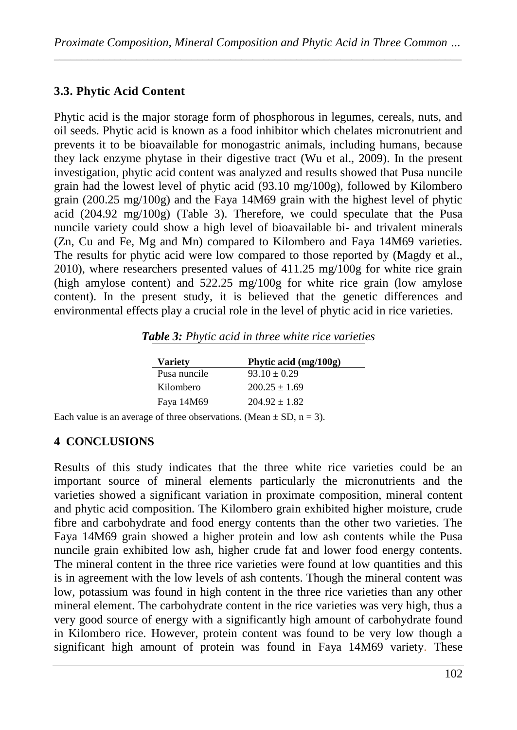### 3.3. Phytic Acid Content

Phytic acid is the major storage form of phosphorous in legumes, cereals, nuts, and oil seeds. Phytic acid is known as a food inhibitor which chelates micronutrient and prevents it to be bioavailable for monogastric animals, including humans, because they lack enzyme phytase in their digestive tract (Wu et al., 2009). In the present investigation, phytic acid content was analyzed and results showed that Pusa nuncile grain had the lowest level of phytic acid (93.10 mg/100g), followed by Kilombero grain (200.25 mg/100g) and the Faya 14M69 grain with the highest level of phytic acid (204.92 mg/100g) (Table 3). Therefore, we could speculate that the Pusa nuncile variety could show a high level of bioavailable bi- and trivalent minerals (Zn, Cu and Fe, Mg and Mn) compared to Kilombero and Faya 14M69 varieties. The results for phytic acid were low compared to those reported by (Magdy et al., 2010), where researchers presented values of 411.25 mg/100g for white rice grain (high amylose content) and 522.25 mg/100g for white rice grain (low amylose content). In the present study, it is believed that the genetic differences and environmental effects play a crucial role in the level of phytic acid in rice varieties.

***Table 3:*** *Phytic acid in three white rice varieties*

| Variety | Phytic acid (mg/100g) |
|---|---|
| Pusa nuncile | $93.10 \pm 0.29$ |
| Kilombero | $200.25 \pm 1.69$ |
| Faya 14M69 | $204.92 \pm 1.82$ |

Each value is an average of three observations. (Mean $\pm$ SD, $n = 3$).

## 4 CONCLUSIONS

Results of this study indicates that the three white rice varieties could be an important source of mineral elements particularly the micronutrients and the varieties showed a significant variation in proximate composition, mineral content and phytic acid composition. The Kilombero grain exhibited higher moisture, crude fibre and carbohydrate and food energy contents than the other two varieties. The Faya 14M69 grain showed a higher protein and low ash contents while the Pusa nuncile grain exhibited low ash, higher crude fat and lower food energy contents. The mineral content in the three rice varieties were found at low quantities and this is in agreement with the low levels of ash contents. Though the mineral content was low, potassium was found in high content in the three rice varieties than any other mineral element. The carbohydrate content in the rice varieties was very high, thus a very good source of energy with a significantly high amount of carbohydrate found in Kilombero rice. However, protein content was found to be very low though a significant high amount of protein was found in Faya 14M69 variety. These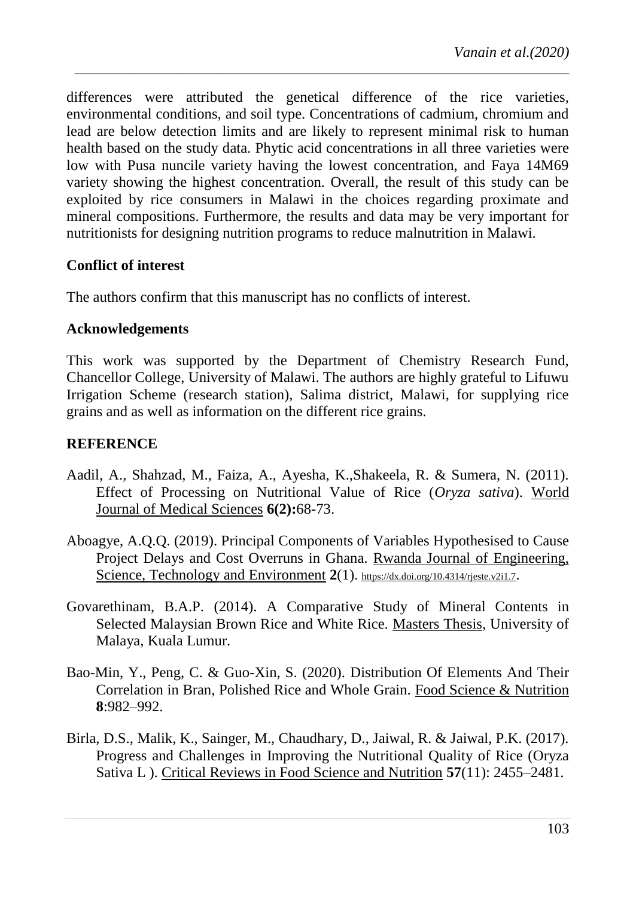differences were attributed the genetical difference of the rice varieties, environmental conditions, and soil type. Concentrations of cadmium, chromium and lead are below detection limits and are likely to represent minimal risk to human health based on the study data. Phytic acid concentrations in all three varieties were low with Pusa nuncile variety having the lowest concentration, and Faya 14M69 variety showing the highest concentration. Overall, the result of this study can be exploited by rice consumers in Malawi in the choices regarding proximate and mineral compositions. Furthermore, the results and data may be very important for nutritionists for designing nutrition programs to reduce malnutrition in Malawi.

### Conflict of interest

The authors confirm that this manuscript has no conflicts of interest.

### Acknowledgements

This work was supported by the Department of Chemistry Research Fund, Chancellor College, University of Malawi. The authors are highly grateful to Lifuwu Irrigation Scheme (research station), Salima district, Malawi, for supplying rice grains and as well as information on the different rice grains.

### REFERENCE

Aadil, A., Shahzad, M., Faiza, A., Ayesha, K.,Shakeela, R. & Sumera, N. (2011). Effect of Processing on Nutritional Value of Rice (*Oryza sativa*). World Journal of Medical Sciences **6(2):**68-73.

Aboagye, A.Q.Q. (2019). Principal Components of Variables Hypothesised to Cause Project Delays and Cost Overruns in Ghana. Rwanda Journal of Engineering, Science, Technology and Environment **2**(1). https://dx.doi.org/10.4314/rjeste.v2i1.7.

Govarethinam, B.A.P. (2014). A Comparative Study of Mineral Contents in Selected Malaysian Brown Rice and White Rice. Masters Thesis, University of Malaya, Kuala Lumur.

Bao-Min, Y., Peng, C. & Guo-Xin, S. (2020). Distribution Of Elements And Their Correlation in Bran, Polished Rice and Whole Grain. Food Science & Nutrition **8**:982–992.

Birla, D.S., Malik, K., Sainger, M., Chaudhary, D., Jaiwal, R. & Jaiwal, P.K. (2017). Progress and Challenges in Improving the Nutritional Quality of Rice (Oryza Sativa L ). Critical Reviews in Food Science and Nutrition **57**(11): 2455–2481.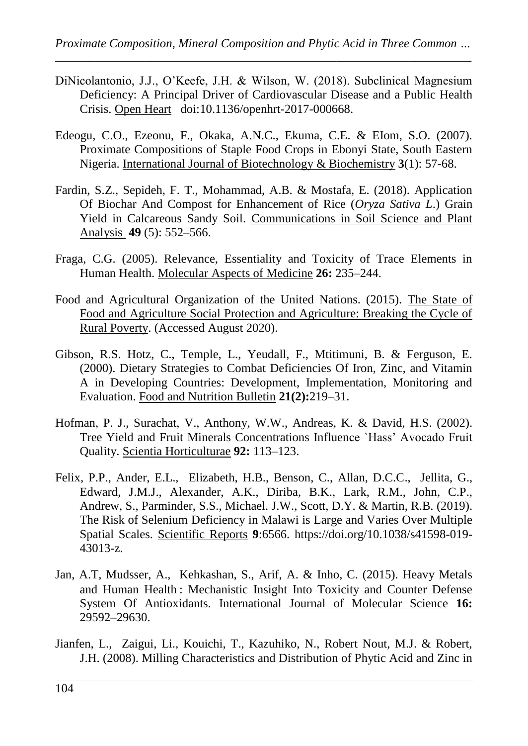DiNicolantonio, J.J., O'Keefe, J.H. & Wilson, W. (2018). Subclinical Magnesium Deficiency: A Principal Driver of Cardiovascular Disease and a Public Health Crisis. Open Heart doi:10.1136/openhrt-2017-000668.

Edeogu, C.O., Ezeonu, F., Okaka, A.N.C., Ekuma, C.E. & EIom, S.O. (2007). Proximate Compositions of Staple Food Crops in Ebonyi State, South Eastern Nigeria. International Journal of Biotechnology & Biochemistry **3**(1): 57-68.

Fardin, S.Z., Sepideh, F. T., Mohammad, A.B. & Mostafa, E. (2018). Application Of Biochar And Compost for Enhancement of Rice (*Oryza Sativa L*.) Grain Yield in Calcareous Sandy Soil. Communications in Soil Science and Plant Analysis **49** (5): 552–566.

Fraga, C.G. (2005). Relevance, Essentiality and Toxicity of Trace Elements in Human Health. Molecular Aspects of Medicine **26:** 235–244.

Food and Agricultural Organization of the United Nations. (2015). The State of Food and Agriculture Social Protection and Agriculture: Breaking the Cycle of Rural Poverty. (Accessed August 2020).

Gibson, R.S. Hotz, C., Temple, L., Yeudall, F., Mtitimuni, B. & Ferguson, E. (2000). Dietary Strategies to Combat Deficiencies Of Iron, Zinc, and Vitamin A in Developing Countries: Development, Implementation, Monitoring and Evaluation. Food and Nutrition Bulletin **21(2):**219–31.

Hofman, P. J., Surachat, V., Anthony, W.W., Andreas, K. & David, H.S. (2002). Tree Yield and Fruit Minerals Concentrations Influence `Hass' Avocado Fruit Quality. Scientia Horticulturae **92:** 113–123.

Felix, P.P., Ander, E.L., Elizabeth, H.B., Benson, C., Allan, D.C.C., Jellita, G., Edward, J.M.J., Alexander, A.K., Diriba, B.K., Lark, R.M., John, C.P., Andrew, S., Parminder, S.S., Michael. J.W., Scott, D.Y. & Martin, R.B. (2019). The Risk of Selenium Deficiency in Malawi is Large and Varies Over Multiple Spatial Scales. Scientific Reports **9**:6566. https://doi.org/10.1038/s41598-019-43013-z.

Jan, A.T, Mudsser, A., Kehkashan, S., Arif, A. & Inho, C. (2015). Heavy Metals and Human Health : Mechanistic Insight Into Toxicity and Counter Defense System Of Antioxidants. International Journal of Molecular Science **16:** 29592–29630.

Jianfen, L., Zaigui, Li., Kouichi, T., Kazuhiko, N., Robert Nout, M.J. & Robert, J.H. (2008). Milling Characteristics and Distribution of Phytic Acid and Zinc in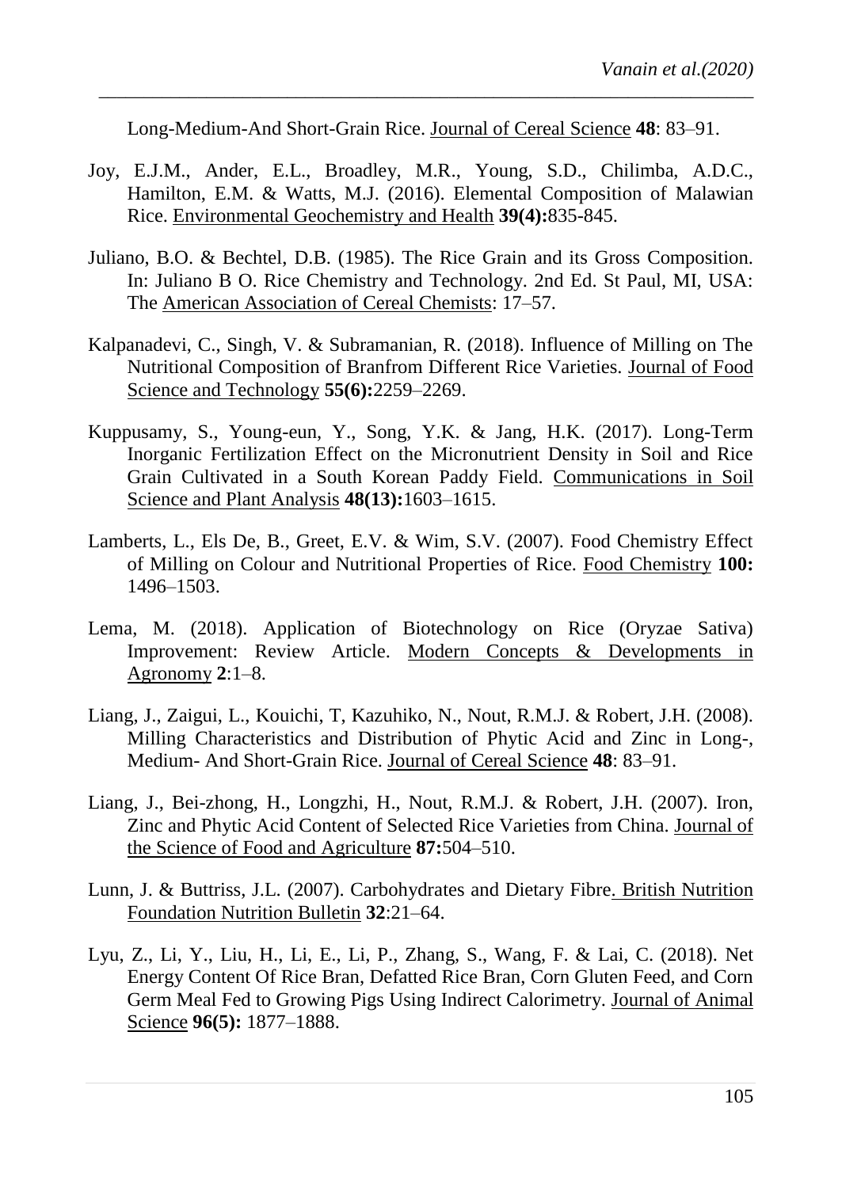Long-Medium-And Short-Grain Rice. Journal of Cereal Science **48**: 83–91.

Joy, E.J.M., Ander, E.L., Broadley, M.R., Young, S.D., Chilimba, A.D.C., Hamilton, E.M. & Watts, M.J. (2016). Elemental Composition of Malawian Rice. Environmental Geochemistry and Health **39(4):**835-845.

Juliano, B.O. & Bechtel, D.B. (1985). The Rice Grain and its Gross Composition. In: Juliano B O. Rice Chemistry and Technology. 2nd Ed. St Paul, MI, USA: The American Association of Cereal Chemists: 17–57.

Kalpanadevi, C., Singh, V. & Subramanian, R. (2018). Influence of Milling on The Nutritional Composition of Branfrom Different Rice Varieties. Journal of Food Science and Technology **55(6):**2259–2269.

Kuppusamy, S., Young-eun, Y., Song, Y.K. & Jang, H.K. (2017). Long-Term Inorganic Fertilization Effect on the Micronutrient Density in Soil and Rice Grain Cultivated in a South Korean Paddy Field. Communications in Soil Science and Plant Analysis **48(13):**1603–1615.

Lamberts, L., Els De, B., Greet, E.V. & Wim, S.V. (2007). Food Chemistry Effect of Milling on Colour and Nutritional Properties of Rice. Food Chemistry **100:** 1496–1503.

Lema, M. (2018). Application of Biotechnology on Rice (Oryzae Sativa) Improvement: Review Article. Modern Concepts & Developments in Agronomy **2**:1–8.

Liang, J., Zaigui, L., Kouichi, T, Kazuhiko, N., Nout, R.M.J. & Robert, J.H. (2008). Milling Characteristics and Distribution of Phytic Acid and Zinc in Long-, Medium- And Short-Grain Rice. Journal of Cereal Science **48**: 83–91.

Liang, J., Bei-zhong, H., Longzhi, H., Nout, R.M.J. & Robert, J.H. (2007). Iron, Zinc and Phytic Acid Content of Selected Rice Varieties from China. Journal of the Science of Food and Agriculture **87:**504–510.

Lunn, J. & Buttriss, J.L. (2007). Carbohydrates and Dietary Fibre. British Nutrition Foundation Nutrition Bulletin **32**:21–64.

Lyu, Z., Li, Y., Liu, H., Li, E., Li, P., Zhang, S., Wang, F. & Lai, C. (2018). Net Energy Content Of Rice Bran, Defatted Rice Bran, Corn Gluten Feed, and Corn Germ Meal Fed to Growing Pigs Using Indirect Calorimetry. Journal of Animal Science **96(5):** 1877–1888.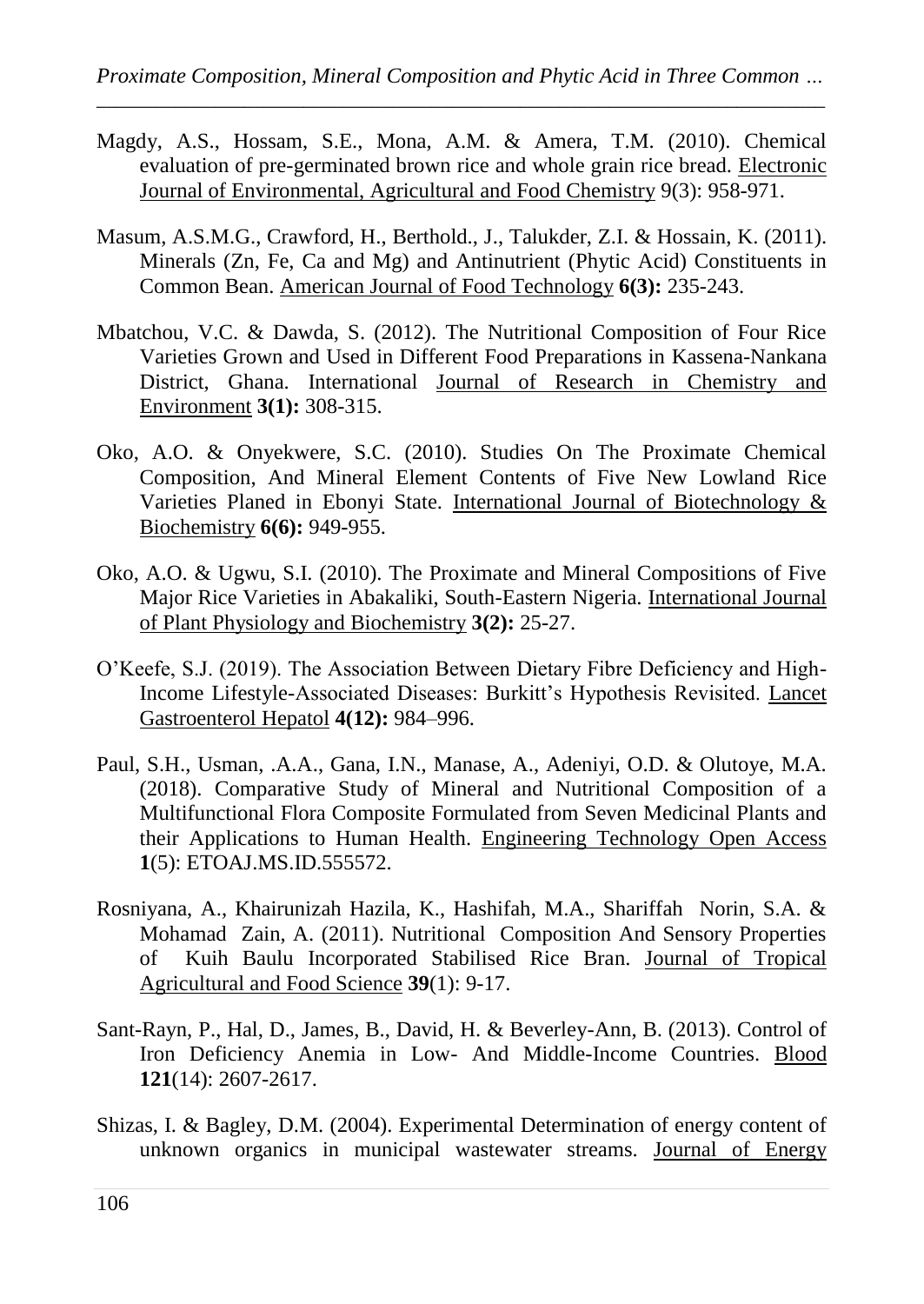Magdy, A.S., Hossam, S.E., Mona, A.M. & Amera, T.M. (2010). Chemical evaluation of pre-germinated brown rice and whole grain rice bread. Electronic Journal of Environmental, Agricultural and Food Chemistry 9(3): 958-971.

Masum, A.S.M.G., Crawford, H., Berthold., J., Talukder, Z.I. & Hossain, K. (2011). Minerals (Zn, Fe, Ca and Mg) and Antinutrient (Phytic Acid) Constituents in Common Bean. American Journal of Food Technology **6(3):** 235-243.

Mbatchou, V.C. & Dawda, S. (2012). The Nutritional Composition of Four Rice Varieties Grown and Used in Different Food Preparations in Kassena-Nankana District, Ghana. International Journal of Research in Chemistry and Environment **3(1):** 308-315.

Oko, A.O. & Onyekwere, S.C. (2010). Studies On The Proximate Chemical Composition, And Mineral Element Contents of Five New Lowland Rice Varieties Planed in Ebonyi State. International Journal of Biotechnology & Biochemistry **6(6):** 949-955.

Oko, A.O. & Ugwu, S.I. (2010). The Proximate and Mineral Compositions of Five Major Rice Varieties in Abakaliki, South-Eastern Nigeria. International Journal of Plant Physiology and Biochemistry **3(2):** 25-27.

O'Keefe, S.J. (2019). The Association Between Dietary Fibre Deficiency and High-Income Lifestyle-Associated Diseases: Burkitt's Hypothesis Revisited. Lancet Gastroenterol Hepatol **4(12):** 984–996.

Paul, S.H., Usman, .A.A., Gana, I.N., Manase, A., Adeniyi, O.D. & Olutoye, M.A. (2018). Comparative Study of Mineral and Nutritional Composition of a Multifunctional Flora Composite Formulated from Seven Medicinal Plants and their Applications to Human Health. Engineering Technology Open Access **1**(5): ETOAJ.MS.ID.555572.

Rosniyana, A., Khairunizah Hazila, K., Hashifah, M.A., Shariffah Norin, S.A. & Mohamad Zain, A. (2011). Nutritional Composition And Sensory Properties of Kuih Baulu Incorporated Stabilised Rice Bran. Journal of Tropical Agricultural and Food Science **39**(1): 9-17.

Sant-Rayn, P., Hal, D., James, B., David, H. & Beverley-Ann, B. (2013). Control of Iron Deficiency Anemia in Low- And Middle-Income Countries. Blood **121**(14): 2607-2617.

Shizas, I. & Bagley, D.M. (2004). Experimental Determination of energy content of unknown organics in municipal wastewater streams. Journal of Energy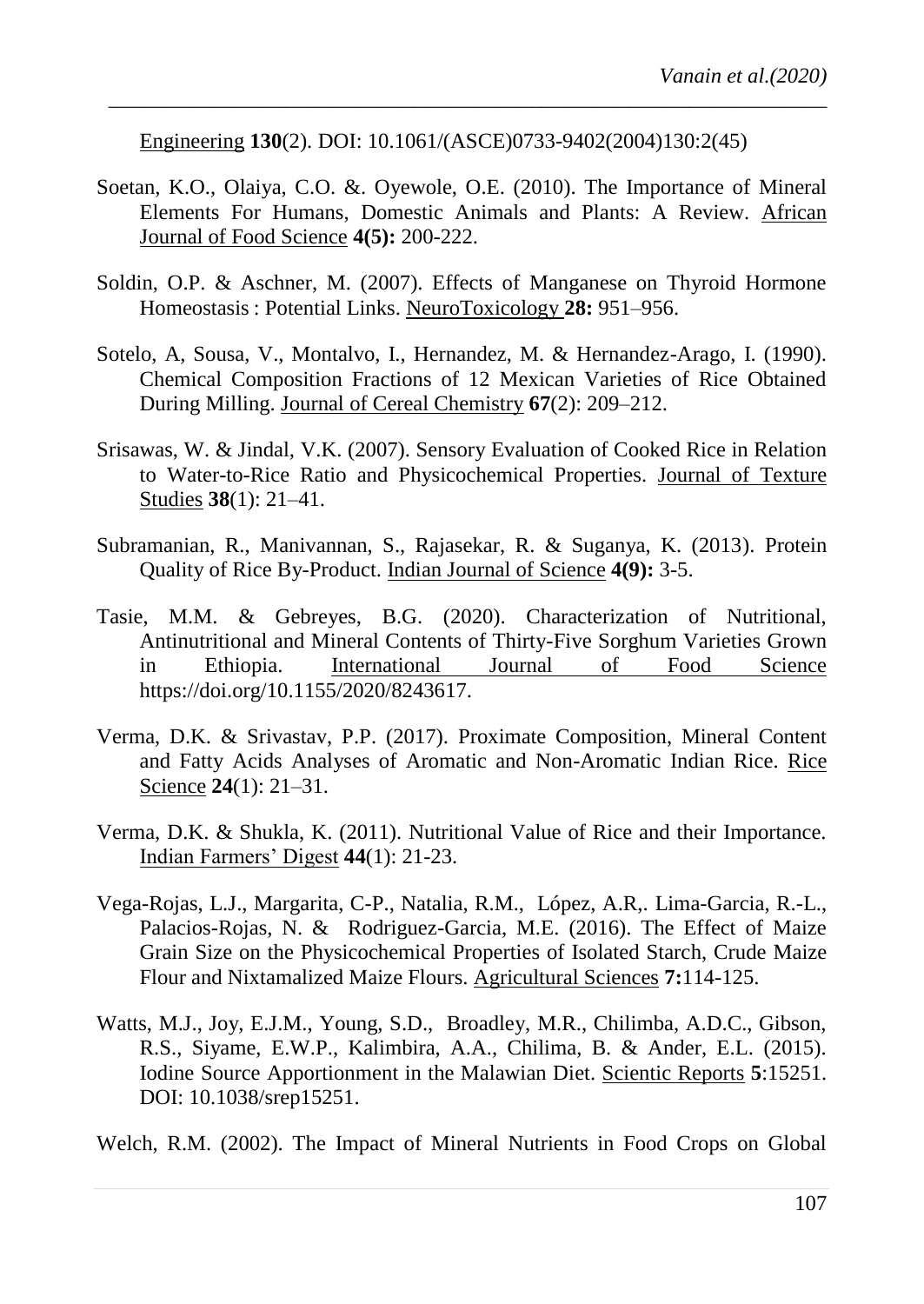Engineering **130**(2). DOI: 10.1061/(ASCE)0733-9402(2004)130:2(45)

Soetan, K.O., Olaiya, C.O. &. Oyewole, O.E. (2010). The Importance of Mineral Elements For Humans, Domestic Animals and Plants: A Review. African Journal of Food Science **4(5):** 200-222.

Soldin, O.P. & Aschner, M. (2007). Effects of Manganese on Thyroid Hormone Homeostasis : Potential Links. NeuroToxicology **28:** 951–956.

Sotelo, A, Sousa, V., Montalvo, I., Hernandez, M. & Hernandez-Arago, I. (1990). Chemical Composition Fractions of 12 Mexican Varieties of Rice Obtained During Milling. Journal of Cereal Chemistry **67**(2): 209–212.

Srisawas, W. & Jindal, V.K. (2007). Sensory Evaluation of Cooked Rice in Relation to Water-to-Rice Ratio and Physicochemical Properties. Journal of Texture Studies **38**(1): 21–41.

Subramanian, R., Manivannan, S., Rajasekar, R. & Suganya, K. (2013). Protein Quality of Rice By-Product. Indian Journal of Science **4(9):** 3-5.

Tasie, M.M. & Gebreyes, B.G. (2020). Characterization of Nutritional, Antinutritional and Mineral Contents of Thirty-Five Sorghum Varieties Grown in Ethiopia. International Journal of Food Science https://doi.org/10.1155/2020/8243617.

Verma, D.K. & Srivastav, P.P. (2017). Proximate Composition, Mineral Content and Fatty Acids Analyses of Aromatic and Non-Aromatic Indian Rice. Rice Science **24**(1): 21–31.

Verma, D.K. & Shukla, K. (2011). Nutritional Value of Rice and their Importance. Indian Farmers' Digest **44**(1): 21-23.

Vega-Rojas, L.J., Margarita, C-P., Natalia, R.M., López, A.R,. Lima-Garcia, R.-L., Palacios-Rojas, N. & Rodriguez-Garcia, M.E. (2016). The Effect of Maize Grain Size on the Physicochemical Properties of Isolated Starch, Crude Maize Flour and Nixtamalized Maize Flours. Agricultural Sciences **7:**114-125.

Watts, M.J., Joy, E.J.M., Young, S.D., Broadley, M.R., Chilimba, A.D.C., Gibson, R.S., Siyame, E.W.P., Kalimbira, A.A., Chilima, B. & Ander, E.L. (2015). Iodine Source Apportionment in the Malawian Diet. Scientic Reports **5**:15251. DOI: 10.1038/srep15251.

Welch, R.M. (2002). The Impact of Mineral Nutrients in Food Crops on Global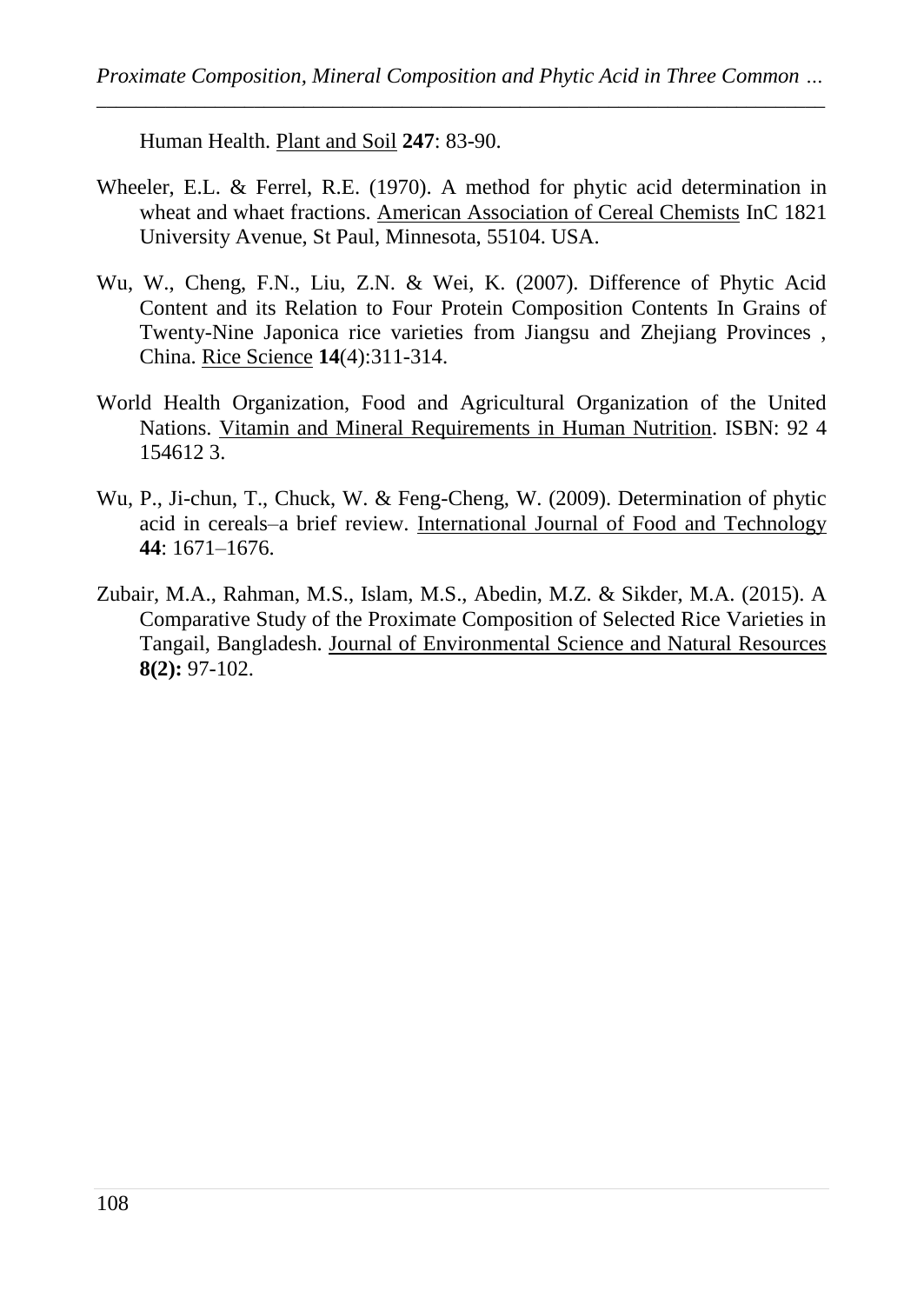Human Health. Plant and Soil **247**: 83-90.

Wheeler, E.L. & Ferrel, R.E. (1970). A method for phytic acid determination in wheat and whaet fractions. American Association of Cereal Chemists InC 1821 University Avenue, St Paul, Minnesota, 55104. USA.

Wu, W., Cheng, F.N., Liu, Z.N. & Wei, K. (2007). Difference of Phytic Acid Content and its Relation to Four Protein Composition Contents In Grains of Twenty-Nine Japonica rice varieties from Jiangsu and Zhejiang Provinces , China. Rice Science **14**(4):311-314.

World Health Organization, Food and Agricultural Organization of the United Nations. Vitamin and Mineral Requirements in Human Nutrition. ISBN: 92 4 154612 3.

Wu, P., Ji-chun, T., Chuck, W. & Feng-Cheng, W. (2009). Determination of phytic acid in cereals–a brief review. International Journal of Food and Technology **44**: 1671–1676.

Zubair, M.A., Rahman, M.S., Islam, M.S., Abedin, M.Z. & Sikder, M.A. (2015). A Comparative Study of the Proximate Composition of Selected Rice Varieties in Tangail, Bangladesh. Journal of Environmental Science and Natural Resources **8(2):** 97-102.